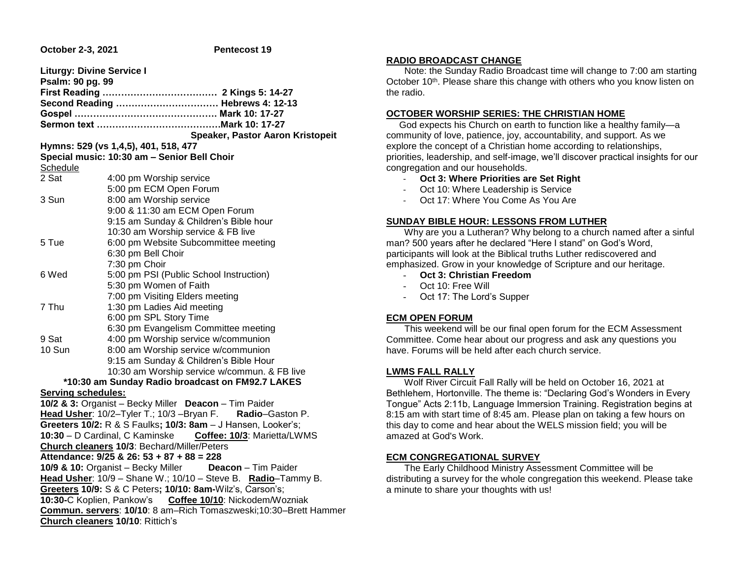**October 2-3, 2021** **Pentecost 19**

**Liturgy: Divine Service I**
**Psalm: 90 pg. 99**
**First Reading ……………………………… 2 Kings 5: 14-27**
**Second Reading …………………………… Hebrews 4: 12-13**
**Gospel ………………………………………. Mark 10: 17-27**
**Sermon text …………………………………Mark 10: 17-27**
**Speaker, Pastor Aaron Kristopeit**
**Hymns: 529 (vs 1,4,5), 401, 518, 477**
**Special music: 10:30 am – Senior Bell Choir**

Schedule

| | |
|---|---|
| 2 Sat | 4:00 pm Worship service<br>5:00 pm ECM Open Forum |
| 3 Sun | 8:00 am Worship service<br>9:00 & 11:30 am ECM Open Forum<br>9:15 am Sunday & Children's Bible hour<br>10:30 am Worship service & FB live |
| 5 Tue | 6:00 pm Website Subcommittee meeting<br>6:30 pm Bell Choir<br>7:30 pm Choir |
| 6 Wed | 5:00 pm PSI (Public School Instruction)<br>5:30 pm Women of Faith<br>7:00 pm Visiting Elders meeting |
| 7 Thu | 1:30 pm Ladies Aid meeting<br>6:00 pm SPL Story Time<br>6:30 pm Evangelism Committee meeting |
| 9 Sat | 4:00 pm Worship service w/communion |
| 10 Sun | 8:00 am Worship service w/communion<br>9:15 am Sunday & Children's Bible Hour<br>10:30 am Worship service w/commun. & FB live |

**\*10:30 am Sunday Radio broadcast on FM92.7 LAKES**

**Serving schedules:**

**10/2 & 3:** Organist – Becky Miller **Deacon** – Tim Paider
**Head Usher**: 10/2–Tyler T.; 10/3 –Bryan F. **Radio**–Gaston P.
**Greeters 10/2:** R & S Faulks**; 10/3: 8am** – J Hansen, Looker's;
**10:30** – D Cardinal, C Kaminske **Coffee: 10/3**: Marietta/LWMS
**Church cleaners 10/3**: Bechard/Miller/Peters
**Attendance: 9/25 & 26: 53 + 87 + 88 = 228**
**10/9 & 10:** Organist – Becky Miller **Deacon** – Tim Paider
**Head Usher**: 10/9 – Shane W.; 10/10 – Steve B. **Radio**–Tammy B.
**Greeters 10/9:** S & C Peters**; 10/10: 8am-**Wilz's, Carson's;
**10:30-**C Koplien, Pankow's **Coffee 10/10**: Nickodem/Wozniak
**Commun. servers**: **10/10**: 8 am–Rich Tomaszweski;10:30–Brett Hammer
**Church cleaners 10/10**: Rittich's

## RADIO BROADCAST CHANGE

Note: the Sunday Radio Broadcast time will change to 7:00 am starting October 10th. Please share this change with others who you know listen on the radio.

## OCTOBER WORSHIP SERIES: THE CHRISTIAN HOME

God expects his Church on earth to function like a healthy family—a community of love, patience, joy, accountability, and support. As we explore the concept of a Christian home according to relationships, priorities, leadership, and self-image, we'll discover practical insights for our congregation and our households.

- **Oct 3: Where Priorities are Set Right**
- Oct 10: Where Leadership is Service
- Oct 17: Where You Come As You Are

## SUNDAY BIBLE HOUR: LESSONS FROM LUTHER

Why are you a Lutheran? Why belong to a church named after a sinful man? 500 years after he declared "Here I stand" on God's Word, participants will look at the Biblical truths Luther rediscovered and emphasized. Grow in your knowledge of Scripture and our heritage.

- **Oct 3: Christian Freedom**
- Oct 10: Free Will
- Oct 17: The Lord's Supper

## ECM OPEN FORUM

This weekend will be our final open forum for the ECM Assessment Committee. Come hear about our progress and ask any questions you have. Forums will be held after each church service.

## LWMS FALL RALLY

Wolf River Circuit Fall Rally will be held on October 16, 2021 at Bethlehem, Hortonville. The theme is: "Declaring God's Wonders in Every Tongue" Acts 2:11b, Language Immersion Training. Registration begins at 8:15 am with start time of 8:45 am. Please plan on taking a few hours on this day to come and hear about the WELS mission field; you will be amazed at God's Work.

## ECM CONGREGATIONAL SURVEY

The Early Childhood Ministry Assessment Committee will be distributing a survey for the whole congregation this weekend. Please take a minute to share your thoughts with us!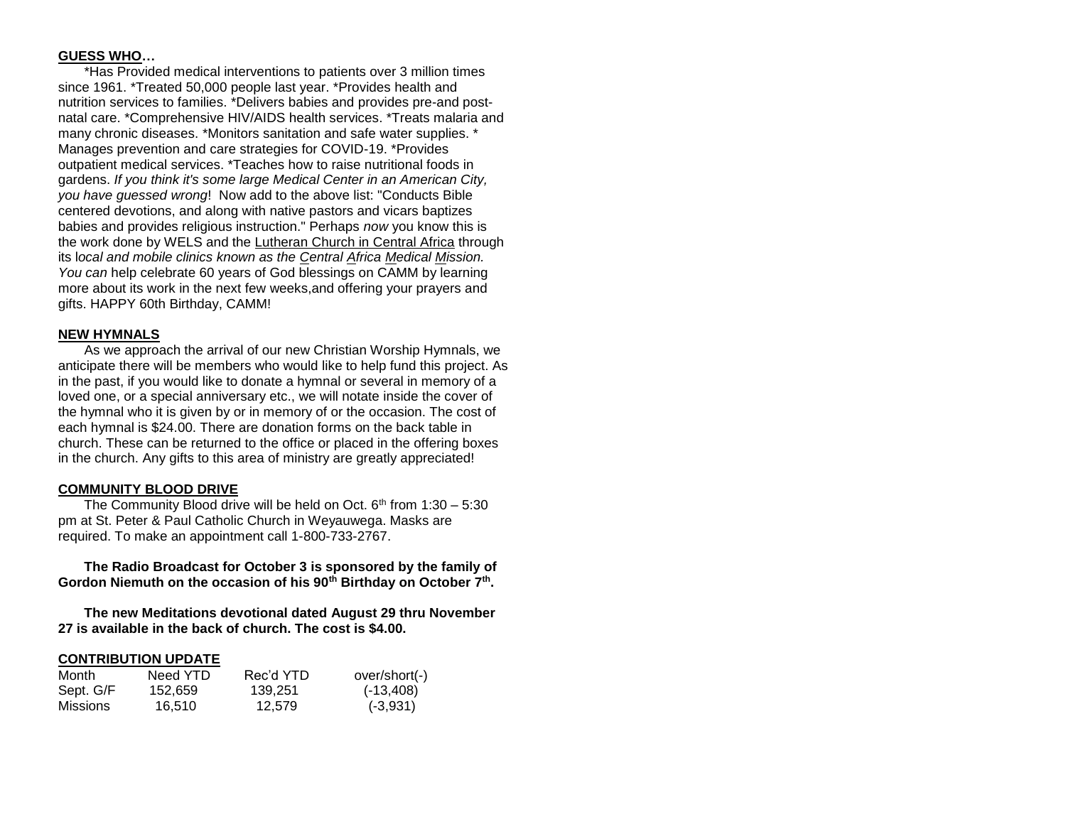**GUESS WHO…**

*Has Provided medical interventions to patients over 3 million times since 1961. *Treated 50,000 people last year. *Provides health and nutrition services to families. *Delivers babies and provides pre-and post-natal care. *Comprehensive HIV/AIDS health services. *Treats malaria and many chronic diseases. *Monitors sanitation and safe water supplies. * Manages prevention and care strategies for COVID-19. *Provides outpatient medical services. *Teaches how to raise nutritional foods in gardens. *If you think it's some large Medical Center in an American City, you have guessed wrong*! Now add to the above list: "Conducts Bible centered devotions, and along with native pastors and vicars baptizes babies and provides religious instruction." Perhaps *now* you know this is the work done by WELS and the Lutheran Church in Central Africa through its l*ocal and mobile clinics known as the Central Africa Medical Mission. You can* help celebrate 60 years of God blessings on CAMM by learning more about its work in the next few weeks,and offering your prayers and gifts. HAPPY 60th Birthday, CAMM!

**NEW HYMNALS**

As we approach the arrival of our new Christian Worship Hymnals, we anticipate there will be members who would like to help fund this project. As in the past, if you would like to donate a hymnal or several in memory of a loved one, or a special anniversary etc., we will notate inside the cover of the hymnal who it is given by or in memory of or the occasion. The cost of each hymnal is $24.00. There are donation forms on the back table in church. These can be returned to the office or placed in the offering boxes in the church. Any gifts to this area of ministry are greatly appreciated!

**COMMUNITY BLOOD DRIVE**

The Community Blood drive will be held on Oct. 6th from 1:30 – 5:30 pm at St. Peter & Paul Catholic Church in Weyauwega. Masks are required. To make an appointment call 1-800-733-2767.

**The Radio Broadcast for October 3 is sponsored by the family of Gordon Niemuth on the occasion of his 90th Birthday on October 7th.**

**The new Meditations devotional dated August 29 thru November 27 is available in the back of church. The cost is $4.00.**

**CONTRIBUTION UPDATE**

| Month | Need YTD | Rec'd YTD | over/short(-) |
|---|---|---|---|
| Sept. G/F | 152,659 | 139,251 | (-13,408) |
| Missions | 16,510 | 12,579 | (-3,931) |